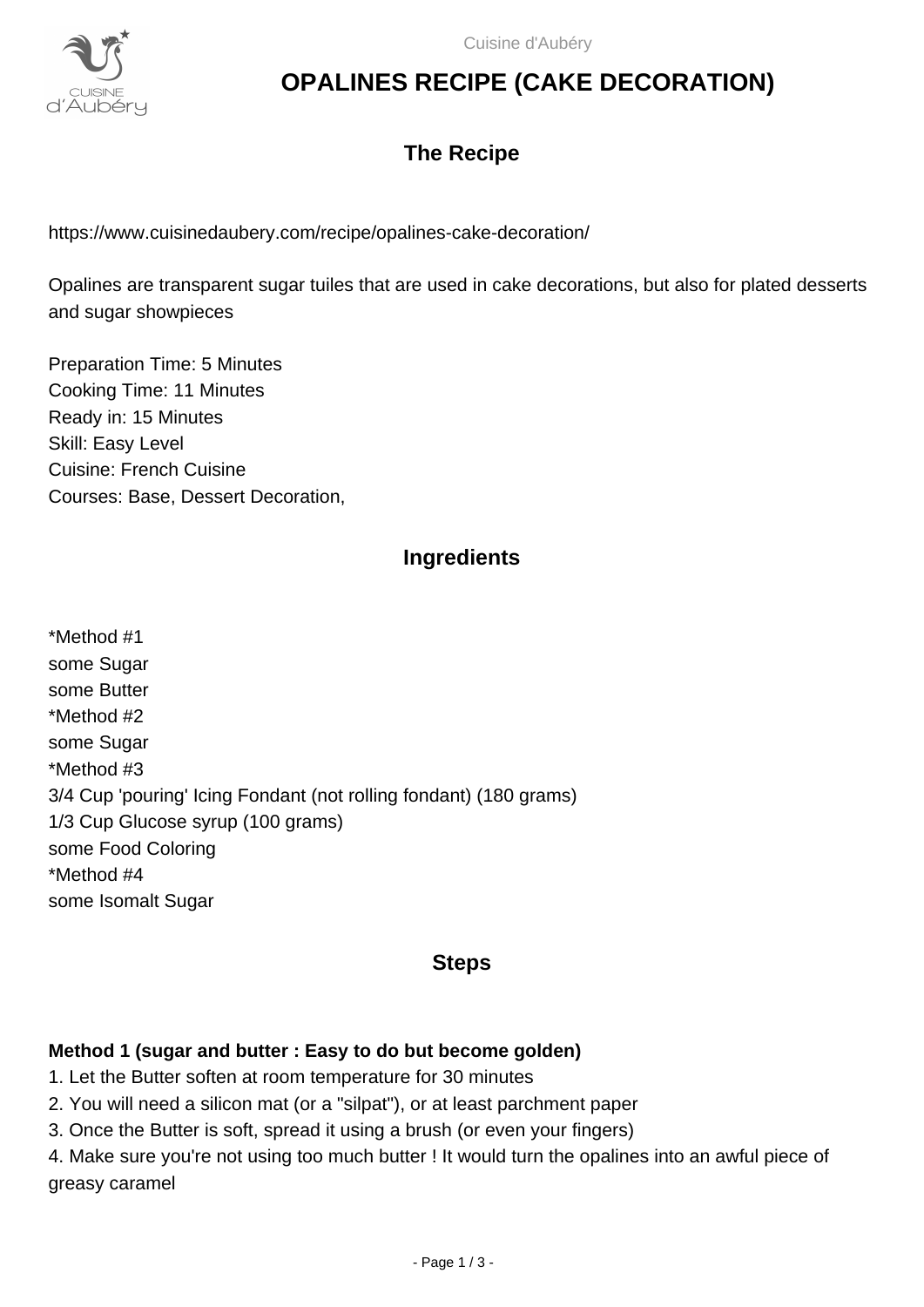# OPALINES RECIPE (CAKE DECORATION)

## The Recipe

https://www.cuisinedaubery.com/recipe/opalines-cake-decoration/

Opalines are transparent sugar tuiles that are used in cake decorations, but also for plated desserts and sugar showpieces

Preparation Time: 5 Minutes
Cooking Time: 11 Minutes
Ready in: 15 Minutes
Skill: Easy Level
Cuisine: French Cuisine
Courses: Base, Dessert Decoration,

## Ingredients

*Method #1
some Sugar
some Butter
*Method #2
some Sugar
*Method #3
3/4 Cup 'pouring' Icing Fondant (not rolling fondant) (180 grams)
1/3 Cup Glucose syrup (100 grams)
some Food Coloring
*Method #4
some Isomalt Sugar

## Steps

**Method 1 (sugar and butter : Easy to do but become golden)**

1. Let the Butter soften at room temperature for 30 minutes
2. You will need a silicon mat (or a "silpat"), or at least parchment paper
3. Once the Butter is soft, spread it using a brush (or even your fingers)
4. Make sure you're not using too much butter ! It would turn the opalines into an awful piece of greasy caramel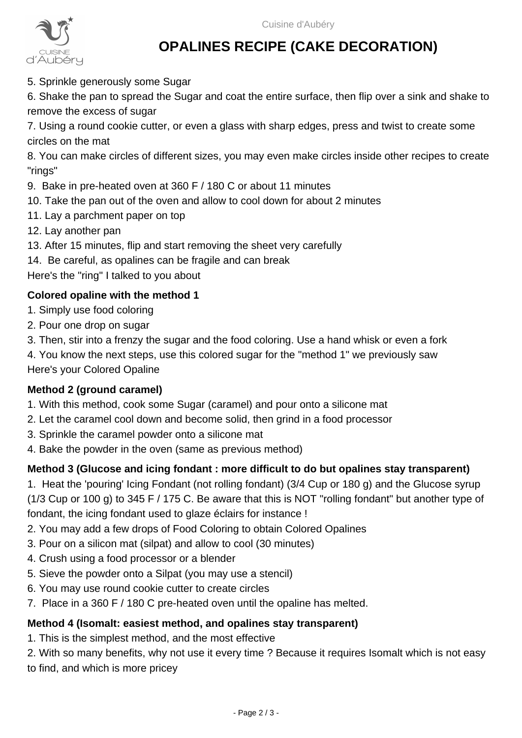5. Sprinkle generously some Sugar
6. Shake the pan to spread the Sugar and coat the entire surface, then flip over a sink and shake to remove the excess of sugar
7. Using a round cookie cutter, or even a glass with sharp edges, press and twist to create some circles on the mat
8. You can make circles of different sizes, you may even make circles inside other recipes to create "rings"
9. Bake in pre-heated oven at 360 F / 180 C or about 11 minutes
10. Take the pan out of the oven and allow to cool down for about 2 minutes
11. Lay a parchment paper on top
12. Lay another pan
13. After 15 minutes, flip and start removing the sheet very carefully
14. Be careful, as opalines can be fragile and can break

Here's the "ring" I talked to you about

**Colored opaline with the method 1**

1. Simply use food coloring
2. Pour one drop on sugar
3. Then, stir into a frenzy the sugar and the food coloring. Use a hand whisk or even a fork
4. You know the next steps, use this colored sugar for the "method 1" we previously saw

Here's your Colored Opaline

**Method 2 (ground caramel)**

1. With this method, cook some Sugar (caramel) and pour onto a silicone mat
2. Let the caramel cool down and become solid, then grind in a food processor
3. Sprinkle the caramel powder onto a silicone mat
4. Bake the powder in the oven (same as previous method)

**Method 3 (Glucose and icing fondant : more difficult to do but opalines stay transparent)**

1. Heat the 'pouring' Icing Fondant (not rolling fondant) (3/4 Cup or 180 g) and the Glucose syrup (1/3 Cup or 100 g) to 345 F / 175 C. Be aware that this is NOT "rolling fondant" but another type of fondant, the icing fondant used to glaze éclairs for instance !
2. You may add a few drops of Food Coloring to obtain Colored Opalines
3. Pour on a silicon mat (silpat) and allow to cool (30 minutes)
4. Crush using a food processor or a blender
5. Sieve the powder onto a Silpat (you may use a stencil)
6. You may use round cookie cutter to create circles
7. Place in a 360 F / 180 C pre-heated oven until the opaline has melted.

**Method 4 (Isomalt: easiest method, and opalines stay transparent)**

1. This is the simplest method, and the most effective
2. With so many benefits, why not use it every time ? Because it requires Isomalt which is not easy to find, and which is more pricey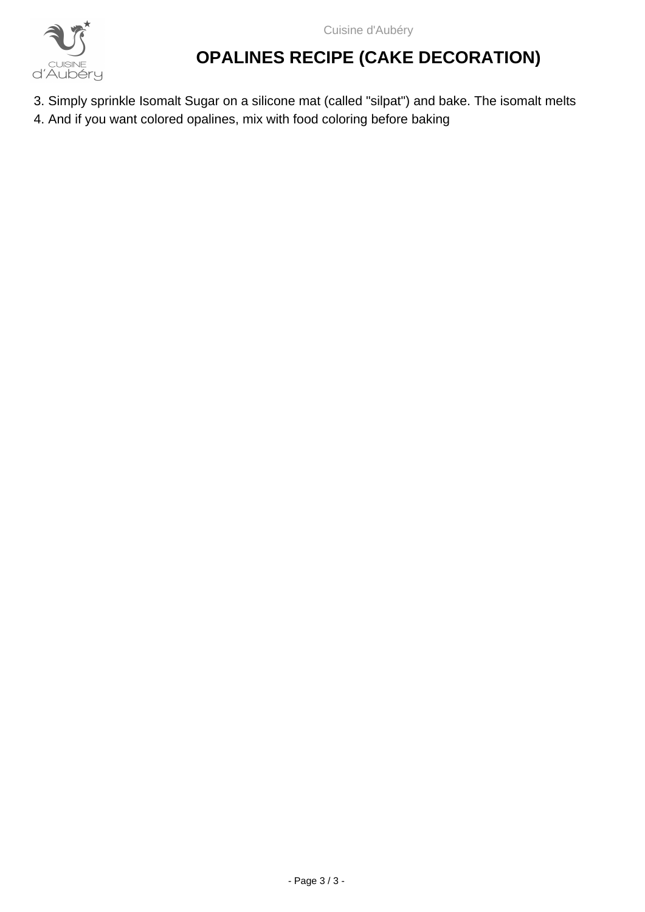# OPALINES RECIPE (CAKE DECORATION)

3. Simply sprinkle Isomalt Sugar on a silicone mat (called "silpat") and bake. The isomalt melts
4. And if you want colored opalines, mix with food coloring before baking